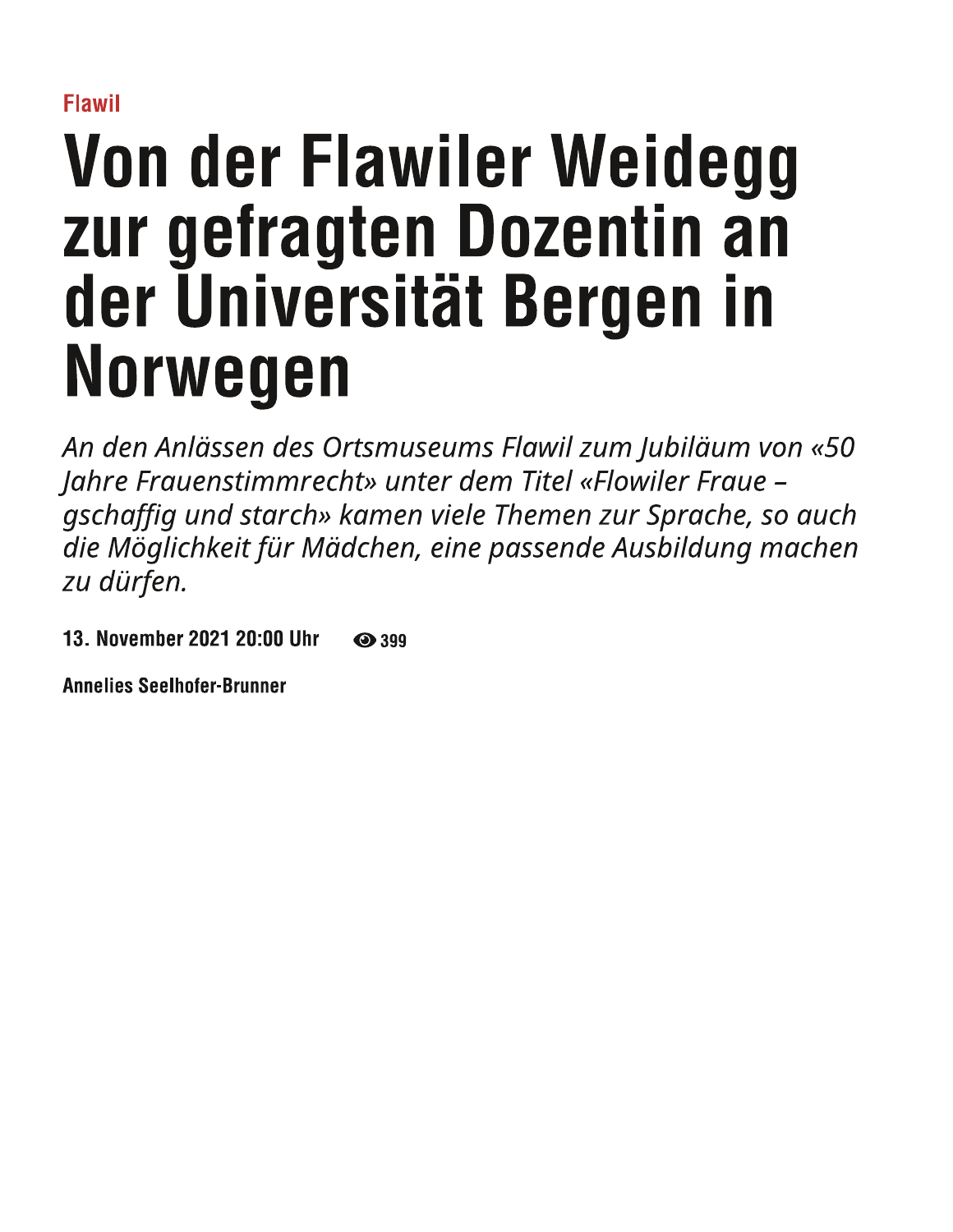Flawil

# Von der Flawiler Weidegg zur gefragten Dozentin an der Universität Bergen in Norwegen

*An den Anlässen des Ortsmuseums Flawil zum Jubiläum von «50 Jahre Frauenstimmrecht» unter dem Titel «Flowiler Fraue – gschaffig und starch» kamen viele Themen zur Sprache, so auch die Möglichkeit für Mädchen, eine passende Ausbildung machen zu dürfen.*

**13. November 2021 20:00 Uhr** 399

**Annelies Seelhofer-Brunner**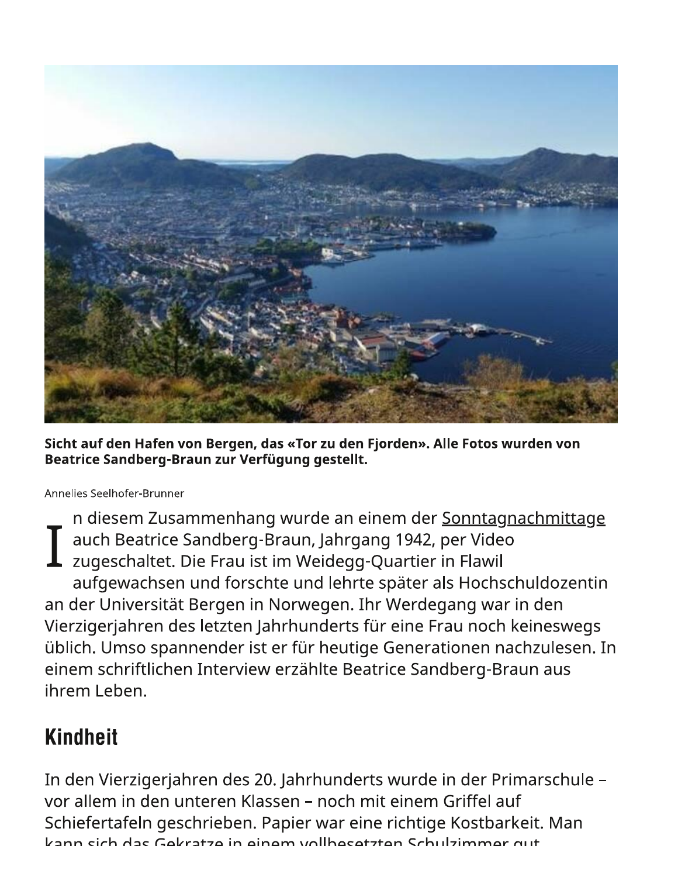Sicht auf den Hafen von Bergen, das «Tor zu den Fjorden». Alle Fotos wurden von Beatrice Sandberg-Braun zur Verfügung gestellt.

Annelies Seelhofer-Brunner

In diesem Zusammenhang wurde an einem der Sonntagnachmittage auch Beatrice Sandberg-Braun, Jahrgang 1942, per Video zugeschaltet. Die Frau ist im Weidegg-Quartier in Flawil aufgewachsen und forschte und lehrte später als Hochschuldozentin an der Universität Bergen in Norwegen. Ihr Werdegang war in den Vierzigerjahren des letzten Jahrhunderts für eine Frau noch keineswegs üblich. Umso spannender ist er für heutige Generationen nachzulesen. In einem schriftlichen Interview erzählte Beatrice Sandberg-Braun aus ihrem Leben.

## Kindheit

In den Vierzigerjahren des 20. Jahrhunderts wurde in der Primarschule – vor allem in den unteren Klassen – noch mit einem Griffel auf Schiefertafeln geschrieben. Papier war eine richtige Kostbarkeit. Man kann sich das Gekratze in einem vollbesetzten Schulzimmer gut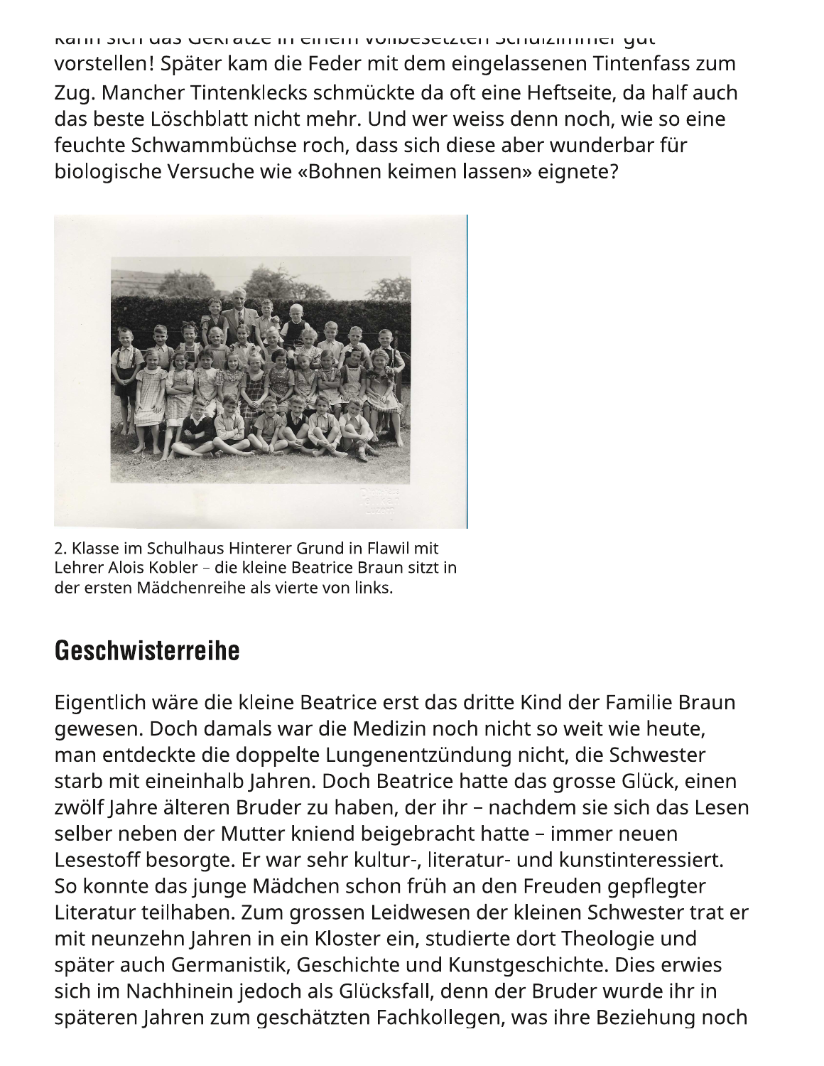kann sich das Gekratze in einem vollbesetzten Schulzimmer gut vorstellen! Später kam die Feder mit dem eingelassenen Tintenfass zum Zug. Mancher Tintenklecks schmückte da oft eine Heftseite, da half auch das beste Löschblatt nicht mehr. Und wer weiss denn noch, wie so eine feuchte Schwammbüchse roch, dass sich diese aber wunderbar für biologische Versuche wie «Bohnen keimen lassen» eignete?

2. Klasse im Schulhaus Hinterer Grund in Flawil mit Lehrer Alois Kobler – die kleine Beatrice Braun sitzt in der ersten Mädchenreihe als vierte von links.

## Geschwisterreihe

Eigentlich wäre die kleine Beatrice erst das dritte Kind der Familie Braun gewesen. Doch damals war die Medizin noch nicht so weit wie heute, man entdeckte die doppelte Lungenentzündung nicht, die Schwester starb mit eineinhalb Jahren. Doch Beatrice hatte das grosse Glück, einen zwölf Jahre älteren Bruder zu haben, der ihr – nachdem sie sich das Lesen selber neben der Mutter kniend beigebracht hatte – immer neuen Lesestoff besorgte. Er war sehr kultur-, literatur- und kunstinteressiert. So konnte das junge Mädchen schon früh an den Freuden gepflegter Literatur teilhaben. Zum grossen Leidwesen der kleinen Schwester trat er mit neunzehn Jahren in ein Kloster ein, studierte dort Theologie und später auch Germanistik, Geschichte und Kunstgeschichte. Dies erwies sich im Nachhinein jedoch als Glücksfall, denn der Bruder wurde ihr in späteren Jahren zum geschätzten Fachkollegen, was ihre Beziehung noch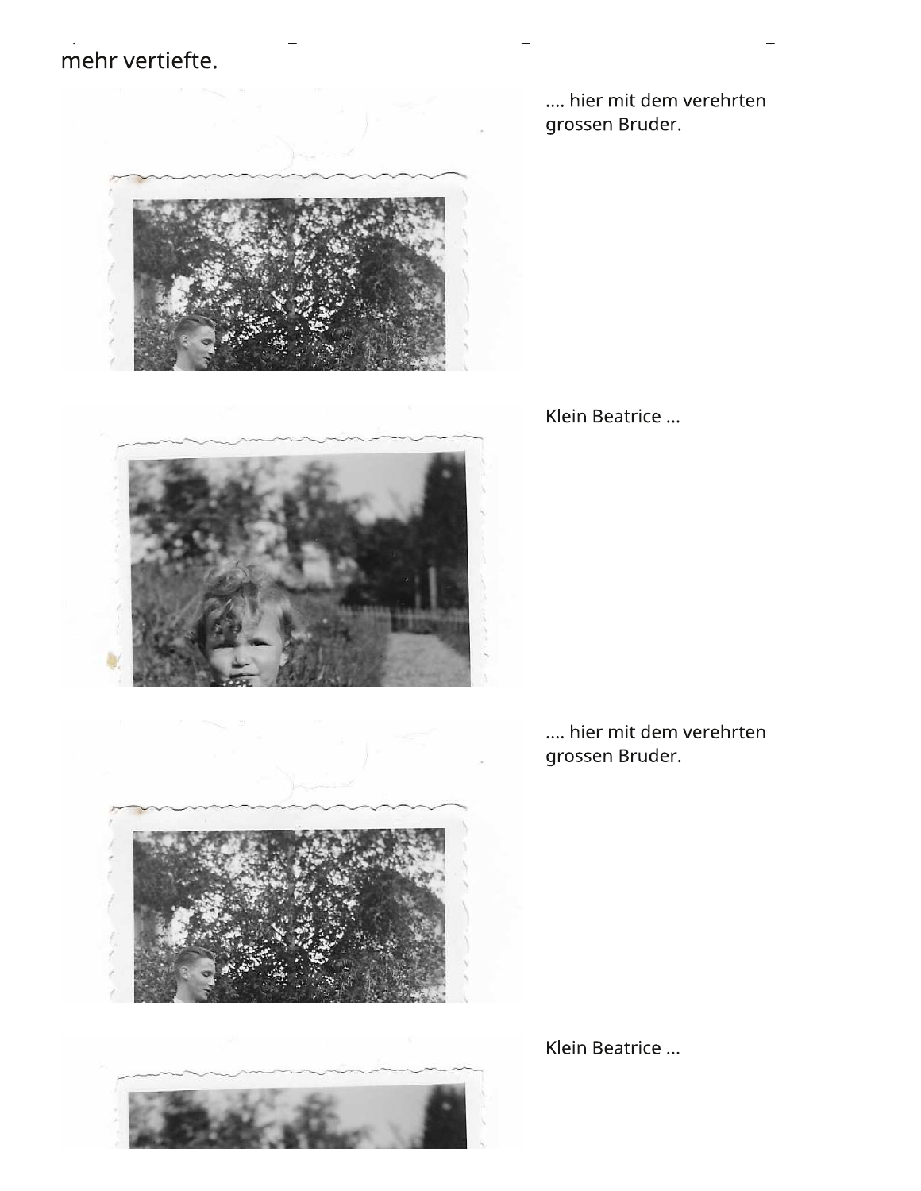mehr vertiefte.

.... hier mit dem verehrten grossen Bruder.

Klein Beatrice ...

.... hier mit dem verehrten grossen Bruder.

Klein Beatrice ...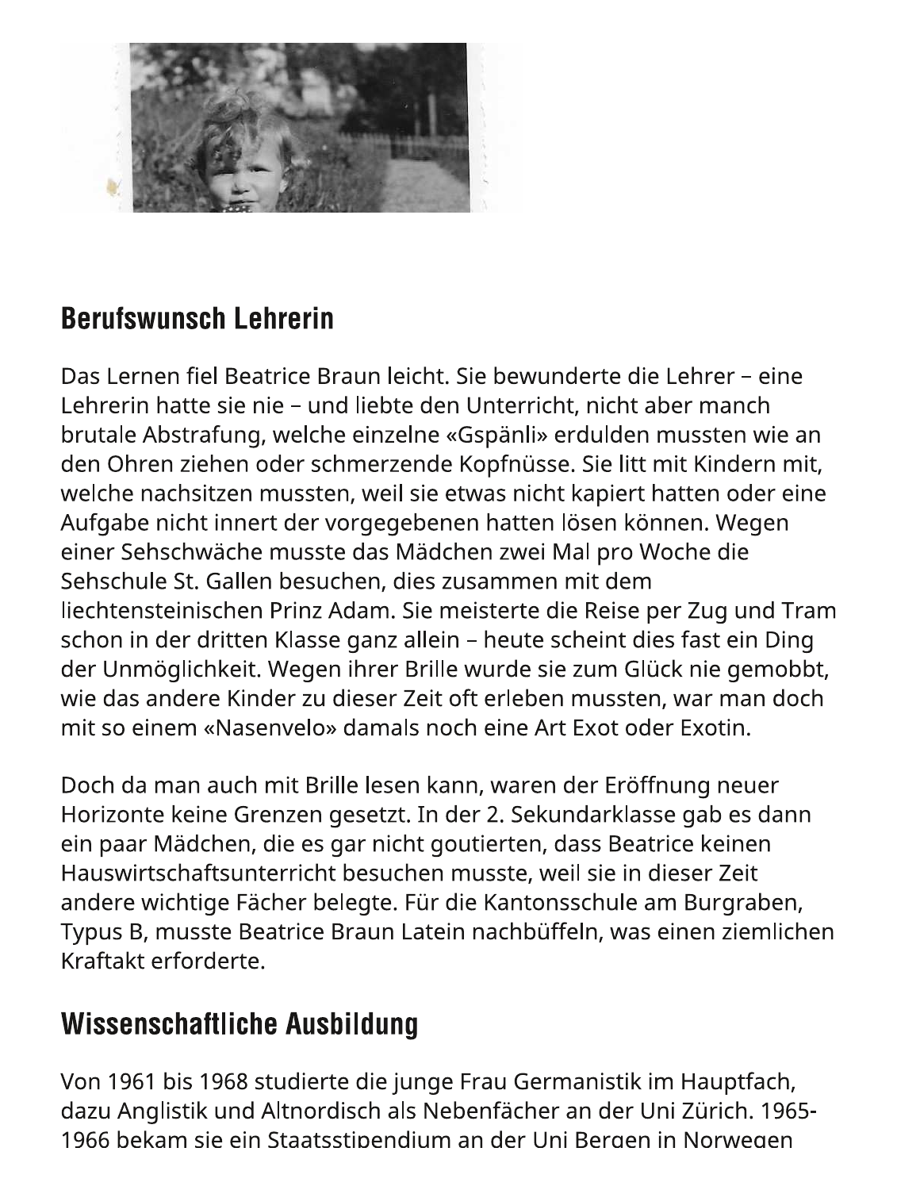## Berufswunsch Lehrerin

Das Lernen fiel Beatrice Braun leicht. Sie bewunderte die Lehrer – eine Lehrerin hatte sie nie – und liebte den Unterricht, nicht aber manch brutale Abstrafung, welche einzelne «Gspänli» erdulden mussten wie an den Ohren ziehen oder schmerzende Kopfnüsse. Sie litt mit Kindern mit, welche nachsitzen mussten, weil sie etwas nicht kapiert hatten oder eine Aufgabe nicht innert der vorgegebenen hatten lösen können. Wegen einer Sehschwäche musste das Mädchen zwei Mal pro Woche die Sehschule St. Gallen besuchen, dies zusammen mit dem liechtensteinischen Prinz Adam. Sie meisterte die Reise per Zug und Tram schon in der dritten Klasse ganz allein – heute scheint dies fast ein Ding der Unmöglichkeit. Wegen ihrer Brille wurde sie zum Glück nie gemobbt, wie das andere Kinder zu dieser Zeit oft erleben mussten, war man doch mit so einem «Nasenvelo» damals noch eine Art Exot oder Exotin.

Doch da man auch mit Brille lesen kann, waren der Eröffnung neuer Horizonte keine Grenzen gesetzt. In der 2. Sekundarklasse gab es dann ein paar Mädchen, die es gar nicht goutierten, dass Beatrice keinen Hauswirtschaftsunterricht besuchen musste, weil sie in dieser Zeit andere wichtige Fächer belegte. Für die Kantonsschule am Burggraben, Typus B, musste Beatrice Braun Latein nachbüffeln, was einen ziemlichen Kraftakt erforderte.

## Wissenschaftliche Ausbildung

Von 1961 bis 1968 studierte die junge Frau Germanistik im Hauptfach, dazu Anglistik und Altnordisch als Nebenfächer an der Uni Zürich. 1965-1966 bekam sie ein Staatsstipendium an der Uni Bergen in Norwegen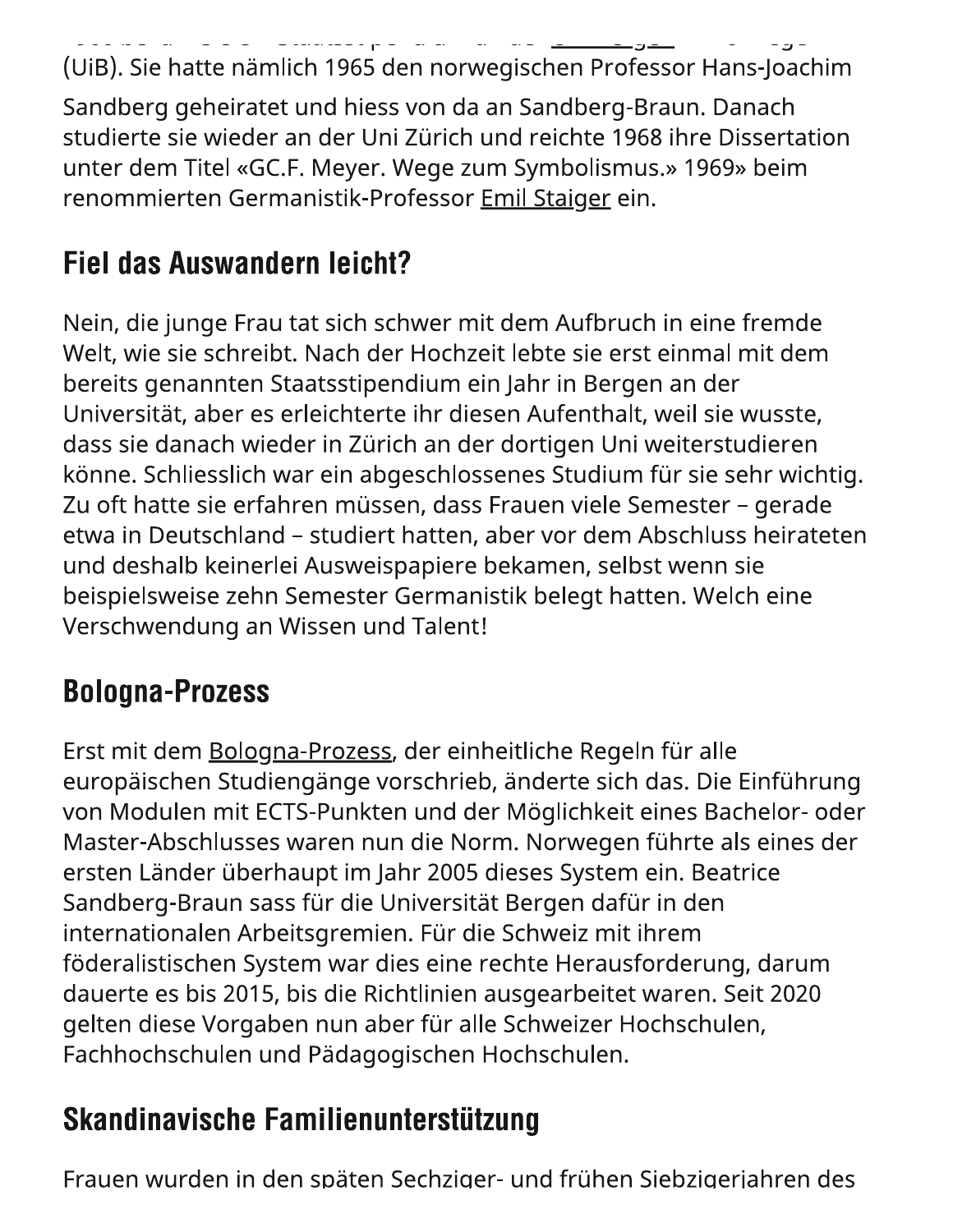(UiB). Sie hatte nämlich 1965 den norwegischen Professor Hans-Joachim Sandberg geheiratet und hiess von da an Sandberg-Braun. Danach studierte sie wieder an der Uni Zürich und reichte 1968 ihre Dissertation unter dem Titel «GC.F. Meyer. Wege zum Symbolismus.» 1969» beim renommierten Germanistik-Professor Emil Staiger ein.

## Fiel das Auswandern leicht?

Nein, die junge Frau tat sich schwer mit dem Aufbruch in eine fremde Welt, wie sie schreibt. Nach der Hochzeit lebte sie erst einmal mit dem bereits genannten Staatsstipendium ein Jahr in Bergen an der Universität, aber es erleichterte ihr diesen Aufenthalt, weil sie wusste, dass sie danach wieder in Zürich an der dortigen Uni weiterstudieren könne. Schliesslich war ein abgeschlossenes Studium für sie sehr wichtig. Zu oft hatte sie erfahren müssen, dass Frauen viele Semester – gerade etwa in Deutschland – studiert hatten, aber vor dem Abschluss heirateten und deshalb keinerlei Ausweispapiere bekamen, selbst wenn sie beispielsweise zehn Semester Germanistik belegt hatten. Welch eine Verschwendung an Wissen und Talent!

## Bologna-Prozess

Erst mit dem Bologna-Prozess, der einheitliche Regeln für alle europäischen Studiengänge vorschrieb, änderte sich das. Die Einführung von Modulen mit ECTS-Punkten und der Möglichkeit eines Bachelor- oder Master-Abschlusses waren nun die Norm. Norwegen führte als eines der ersten Länder überhaupt im Jahr 2005 dieses System ein. Beatrice Sandberg-Braun sass für die Universität Bergen dafür in den internationalen Arbeitsgremien. Für die Schweiz mit ihrem föderalistischen System war dies eine rechte Herausforderung, darum dauerte es bis 2015, bis die Richtlinien ausgearbeitet waren. Seit 2020 gelten diese Vorgaben nun aber für alle Schweizer Hochschulen, Fachhochschulen und Pädagogischen Hochschulen.

## Skandinavische Familienunterstützung

Frauen wurden in den späten Sechziger- und frühen Siebzigerjahren des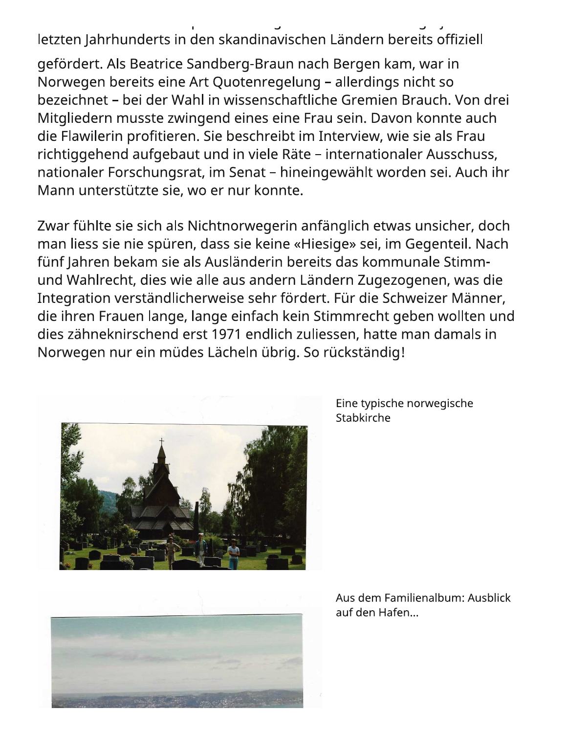letzten Jahrhunderts in den skandinavischen Ländern bereits offiziell gefördert. Als Beatrice Sandberg-Braun nach Bergen kam, war in Norwegen bereits eine Art Quotenregelung – allerdings nicht so bezeichnet – bei der Wahl in wissenschaftliche Gremien Brauch. Von drei Mitgliedern musste zwingend eines eine Frau sein. Davon konnte auch die Flawilerin profitieren. Sie beschreibt im Interview, wie sie als Frau richtiggehend aufgebaut und in viele Räte – internationaler Ausschuss, nationaler Forschungsrat, im Senat – hineingewählt worden sei. Auch ihr Mann unterstützte sie, wo er nur konnte.

Zwar fühlte sie sich als Nichtnorwegerin anfänglich etwas unsicher, doch man liess sie nie spüren, dass sie keine «Hiesige» sei, im Gegenteil. Nach fünf Jahren bekam sie als Ausländerin bereits das kommunale Stimm- und Wahlrecht, dies wie alle aus andern Ländern Zugezogenen, was die Integration verständlicherweise sehr fördert. Für die Schweizer Männer, die ihren Frauen lange, lange einfach kein Stimmrecht geben wollten und dies zähneknirschend erst 1971 endlich zuliessen, hatte man damals in Norwegen nur ein müdes Lächeln übrig. So rückständig!

Eine typische norwegische Stabkirche

Aus dem Familienalbum: Ausblick auf den Hafen...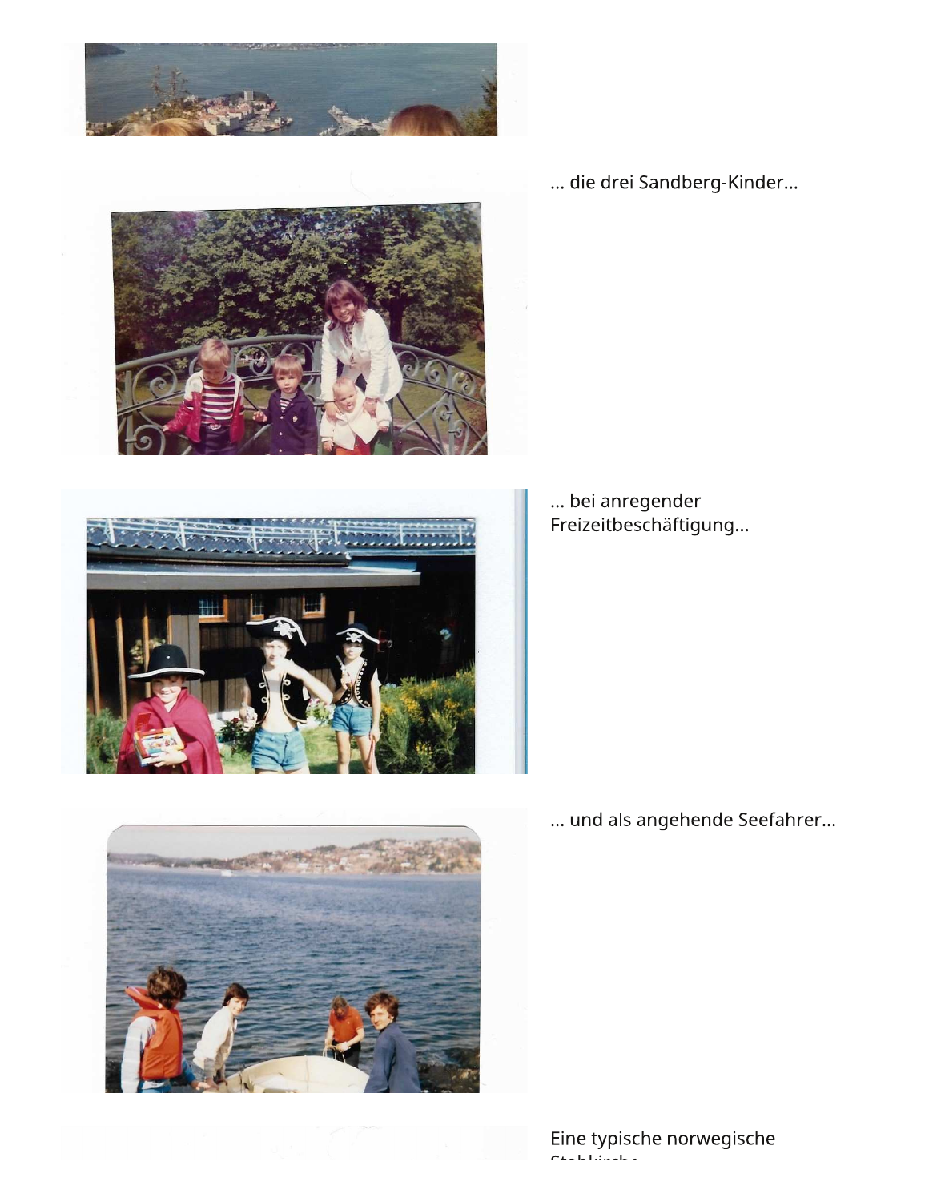... die drei Sandberg-Kinder...

... bei anregender Freizeitbeschäftigung...

... und als angehende Seefahrer...

Eine typische norwegische Stabkirche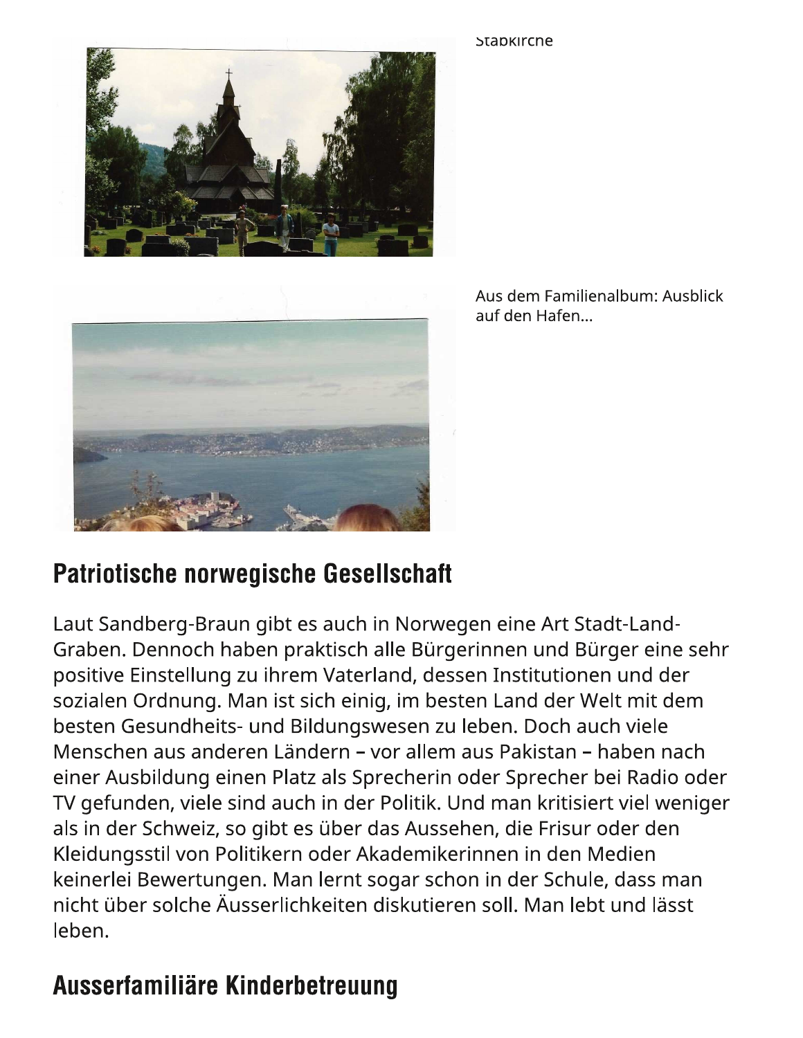Stabkirche

Aus dem Familienalbum: Ausblick auf den Hafen...

## Patriotische norwegische Gesellschaft

Laut Sandberg-Braun gibt es auch in Norwegen eine Art Stadt-Land-Graben. Dennoch haben praktisch alle Bürgerinnen und Bürger eine sehr positive Einstellung zu ihrem Vaterland, dessen Institutionen und der sozialen Ordnung. Man ist sich einig, im besten Land der Welt mit dem besten Gesundheits- und Bildungswesen zu leben. Doch auch viele Menschen aus anderen Ländern – vor allem aus Pakistan – haben nach einer Ausbildung einen Platz als Sprecherin oder Sprecher bei Radio oder TV gefunden, viele sind auch in der Politik. Und man kritisiert viel weniger als in der Schweiz, so gibt es über das Aussehen, die Frisur oder den Kleidungsstil von Politikern oder Akademikerinnen in den Medien keinerlei Bewertungen. Man lernt sogar schon in der Schule, dass man nicht über solche Äusserlichkeiten diskutieren soll. Man lebt und lässt leben.

## Ausserfamiliäre Kinderbetreuung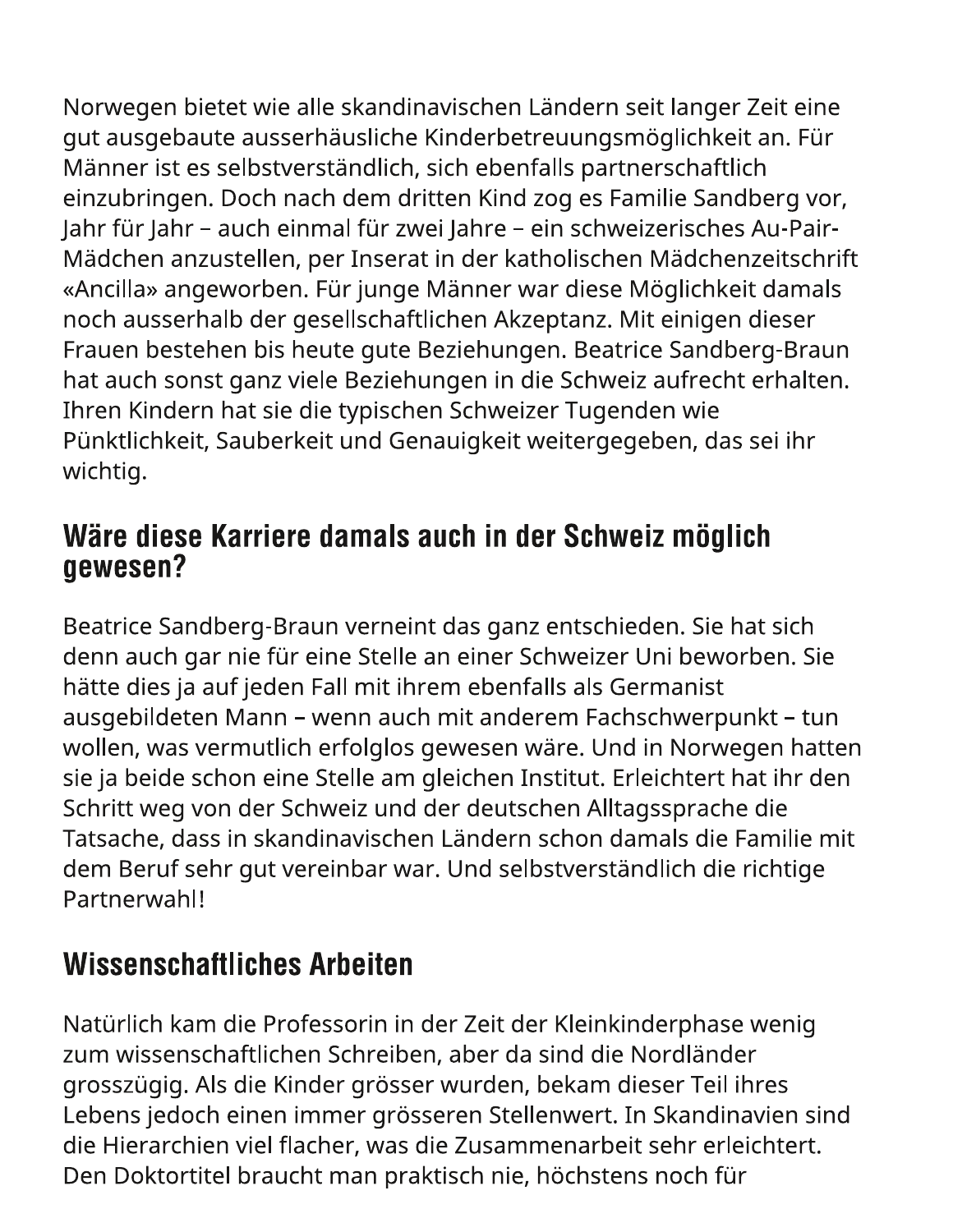Norwegen bietet wie alle skandinavischen Ländern seit langer Zeit eine gut ausgebaute ausserhäusliche Kinderbetreuungsmöglichkeit an. Für Männer ist es selbstverständlich, sich ebenfalls partnerschaftlich einzubringen. Doch nach dem dritten Kind zog es Familie Sandberg vor, Jahr für Jahr – auch einmal für zwei Jahre – ein schweizerisches Au-Pair-Mädchen anzustellen, per Inserat in der katholischen Mädchenzeitschrift «Ancilla» angeworben. Für junge Männer war diese Möglichkeit damals noch ausserhalb der gesellschaftlichen Akzeptanz. Mit einigen dieser Frauen bestehen bis heute gute Beziehungen. Beatrice Sandberg-Braun hat auch sonst ganz viele Beziehungen in die Schweiz aufrecht erhalten. Ihren Kindern hat sie die typischen Schweizer Tugenden wie Pünktlichkeit, Sauberkeit und Genauigkeit weitergegeben, das sei ihr wichtig.

## Wäre diese Karriere damals auch in der Schweiz möglich gewesen?

Beatrice Sandberg-Braun verneint das ganz entschieden. Sie hat sich denn auch gar nie für eine Stelle an einer Schweizer Uni beworben. Sie hätte dies ja auf jeden Fall mit ihrem ebenfalls als Germanist ausgebildeten Mann – wenn auch mit anderem Fachschwerpunkt – tun wollen, was vermutlich erfolglos gewesen wäre. Und in Norwegen hatten sie ja beide schon eine Stelle am gleichen Institut. Erleichtert hat ihr den Schritt weg von der Schweiz und der deutschen Alltagssprache die Tatsache, dass in skandinavischen Ländern schon damals die Familie mit dem Beruf sehr gut vereinbar war. Und selbstverständlich die richtige Partnerwahl!

## Wissenschaftliches Arbeiten

Natürlich kam die Professorin in der Zeit der Kleinkinderphase wenig zum wissenschaftlichen Schreiben, aber da sind die Nordländer grosszügig. Als die Kinder grösser wurden, bekam dieser Teil ihres Lebens jedoch einen immer grösseren Stellenwert. In Skandinavien sind die Hierarchien viel flacher, was die Zusammenarbeit sehr erleichtert. Den Doktortitel braucht man praktisch nie, höchstens noch für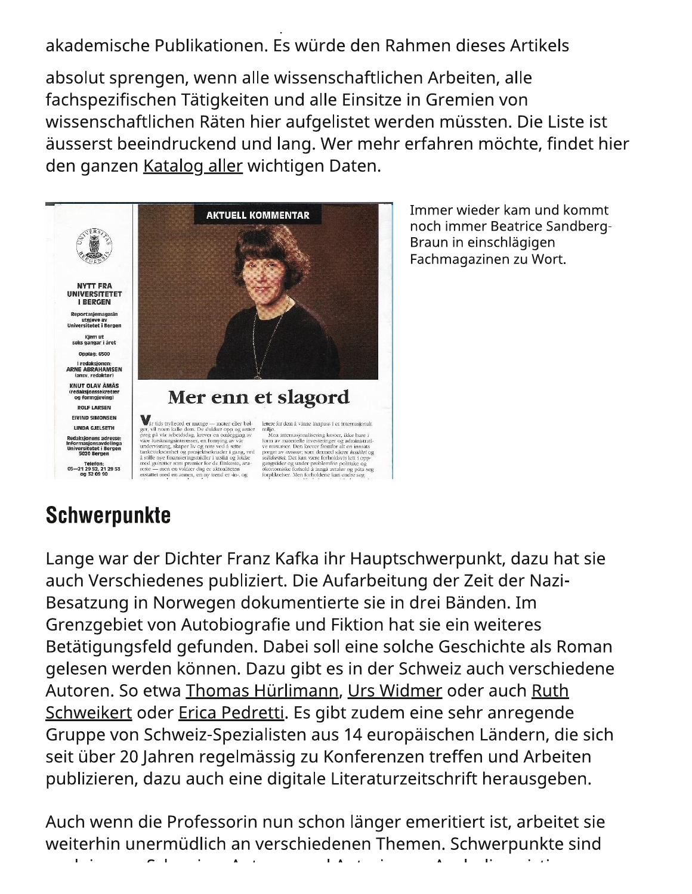akademische Publikationen. Es würde den Rahmen dieses Artikels absolut sprengen, wenn alle wissenschaftlichen Arbeiten, alle fachspezifischen Tätigkeiten und alle Einsitze in Gremien von wissenschaftlichen Räten hier aufgelistet werden müssten. Die Liste ist äusserst beeindruckend und lang. Wer mehr erfahren möchte, findet hier den ganzen Katalog aller wichtigen Daten.

Immer wieder kam und kommt noch immer Beatrice Sandberg-Braun in einschlägigen Fachmagazinen zu Wort.

## Schwerpunkte

Lange war der Dichter Franz Kafka ihr Hauptschwerpunkt, dazu hat sie auch Verschiedenes publiziert. Die Aufarbeitung der Zeit der Nazi-Besatzung in Norwegen dokumentierte sie in drei Bänden. Im Grenzgebiet von Autobiografie und Fiktion hat sie ein weiteres Betätigungsfeld gefunden. Dabei soll eine solche Geschichte als Roman gelesen werden können. Dazu gibt es in der Schweiz auch verschiedene Autoren. So etwa Thomas Hürlimann, Urs Widmer oder auch Ruth Schweikert oder Erica Pedretti. Es gibt zudem eine sehr anregende Gruppe von Schweiz-Spezialisten aus 14 europäischen Ländern, die sich seit über 20 Jahren regelmässig zu Konferenzen treffen und Arbeiten publizieren, dazu auch eine digitale Literaturzeitschrift herausgeben.

Auch wenn die Professorin nun schon länger emeritiert ist, arbeitet sie weiterhin unermüdlich an verschiedenen Themen. Schwerpunkte sind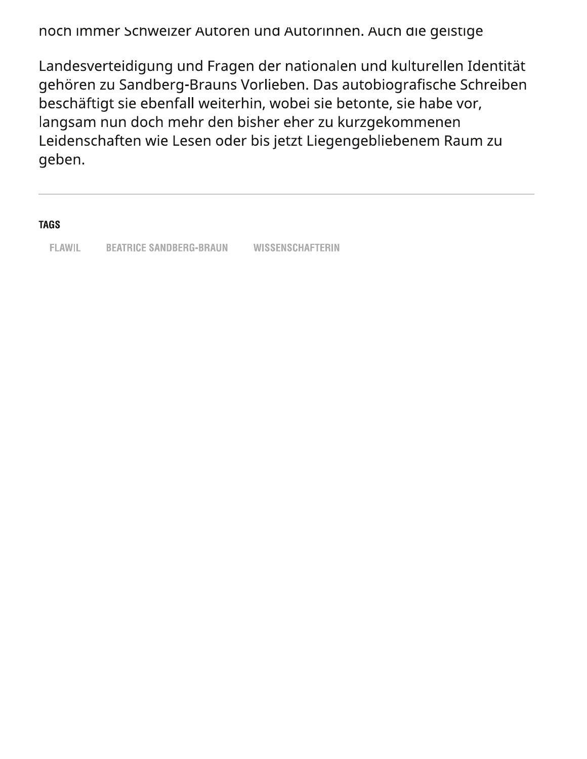noch immer Schweizer Autoren und Autorinnen. Auch die geistige

Landesverteidigung und Fragen der nationalen und kulturellen Identität gehören zu Sandberg-Brauns Vorlieben. Das autobiografische Schreiben beschäftigt sie ebenfall weiterhin, wobei sie betonte, sie habe vor, langsam nun doch mehr den bisher eher zu kurzgekommenen Leidenschaften wie Lesen oder bis jetzt Liegengebliebenem Raum zu geben.

---

**TAGS**

FLAWIL BEATRICE SANDBERG-BRAUN WISSENSCHAFTERIN